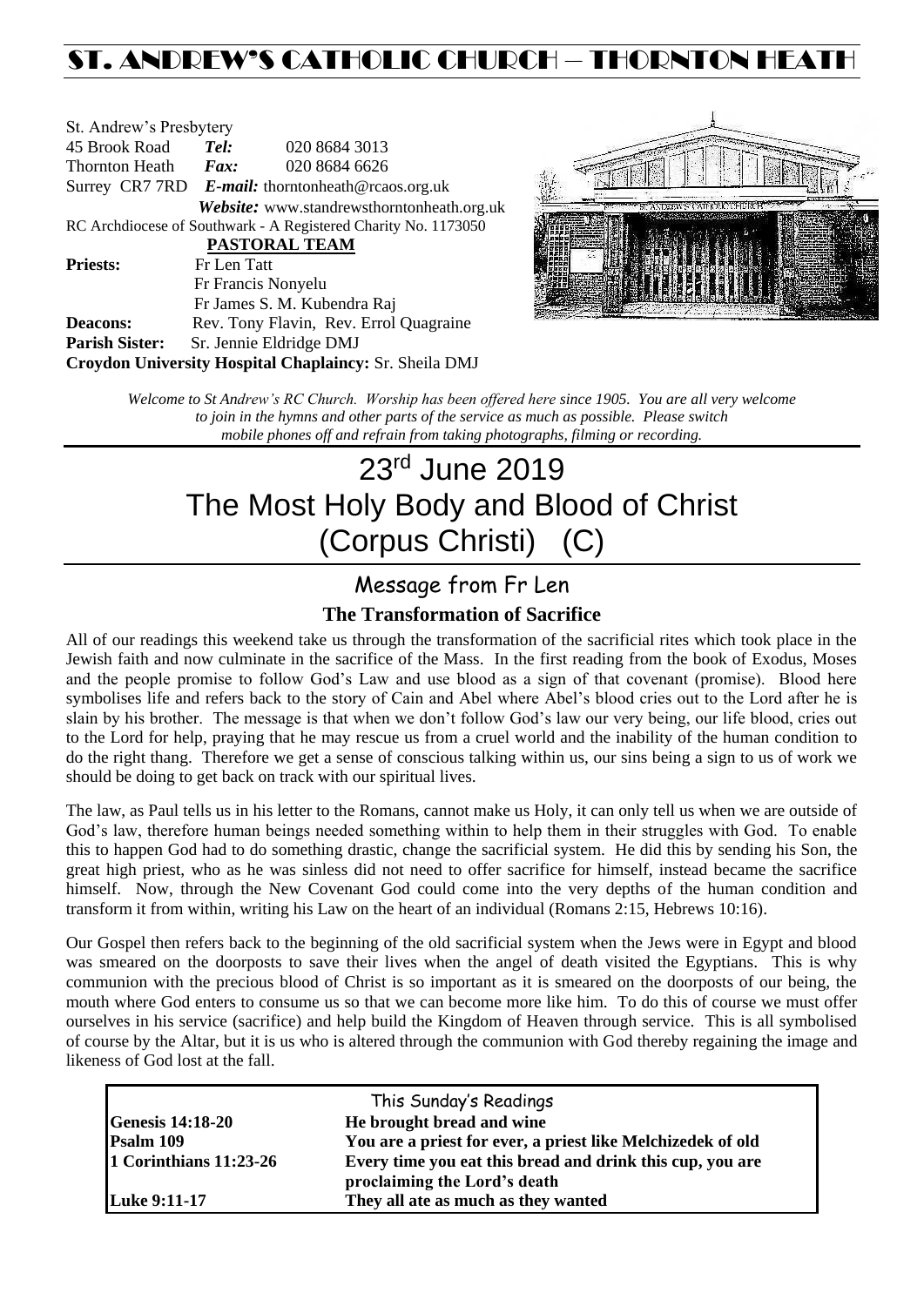# ST. ANDREW'S CATHOLIC CHURCH – THORNTON HEATH

St. Andrew's Presbytery
45 Brook Road *Tel:* 020 8684 3013
Thornton Heath *Fax:* 020 8684 6626
Surrey CR7 7RD *E-mail:* thorntonheath@rcaos.org.uk
*Website:* www.standrewsthorntonheath.org.uk
RC Archdiocese of Southwark - A Registered Charity No. 1173050

**PASTORAL TEAM**

**Priests:** Fr Len Tatt
Fr Francis Nonyelu
Fr James S. M. Kubendra Raj
**Deacons:** Rev. Tony Flavin, Rev. Errol Quagraine
**Parish Sister:** Sr. Jennie Eldridge DMJ
**Croydon University Hospital Chaplaincy:** Sr. Sheila DMJ

*Welcome to St Andrew's RC Church. Worship has been offered here since 1905. You are all very welcome to join in the hymns and other parts of the service as much as possible. Please switch mobile phones off and refrain from taking photographs, filming or recording.*

# 23rd June 2019
# The Most Holy Body and Blood of Christ (Corpus Christi) (C)

## Message from Fr Len

### The Transformation of Sacrifice

All of our readings this weekend take us through the transformation of the sacrificial rites which took place in the Jewish faith and now culminate in the sacrifice of the Mass. In the first reading from the book of Exodus, Moses and the people promise to follow God's Law and use blood as a sign of that covenant (promise). Blood here symbolises life and refers back to the story of Cain and Abel where Abel's blood cries out to the Lord after he is slain by his brother. The message is that when we don't follow God's law our very being, our life blood, cries out to the Lord for help, praying that he may rescue us from a cruel world and the inability of the human condition to do the right thang. Therefore we get a sense of conscious talking within us, our sins being a sign to us of work we should be doing to get back on track with our spiritual lives.

The law, as Paul tells us in his letter to the Romans, cannot make us Holy, it can only tell us when we are outside of God's law, therefore human beings needed something within to help them in their struggles with God. To enable this to happen God had to do something drastic, change the sacrificial system. He did this by sending his Son, the great high priest, who as he was sinless did not need to offer sacrifice for himself, instead became the sacrifice himself. Now, through the New Covenant God could come into the very depths of the human condition and transform it from within, writing his Law on the heart of an individual (Romans 2:15, Hebrews 10:16).

Our Gospel then refers back to the beginning of the old sacrificial system when the Jews were in Egypt and blood was smeared on the doorposts to save their lives when the angel of death visited the Egyptians. This is why communion with the precious blood of Christ is so important as it is smeared on the doorposts of our being, the mouth where God enters to consume us so that we can become more like him. To do this of course we must offer ourselves in his service (sacrifice) and help build the Kingdom of Heaven through service. This is all symbolised of course by the Altar, but it is us who is altered through the communion with God thereby regaining the image and likeness of God lost at the fall.

| This Sunday's Readings | |
|---|---|
| **Genesis 14:18-20** | **He brought bread and wine** |
| **Psalm 109** | **You are a priest for ever, a priest like Melchizedek of old** |
| **1 Corinthians 11:23-26** | **Every time you eat this bread and drink this cup, you are proclaiming the Lord's death** |
| **Luke 9:11-17** | **They all ate as much as they wanted** |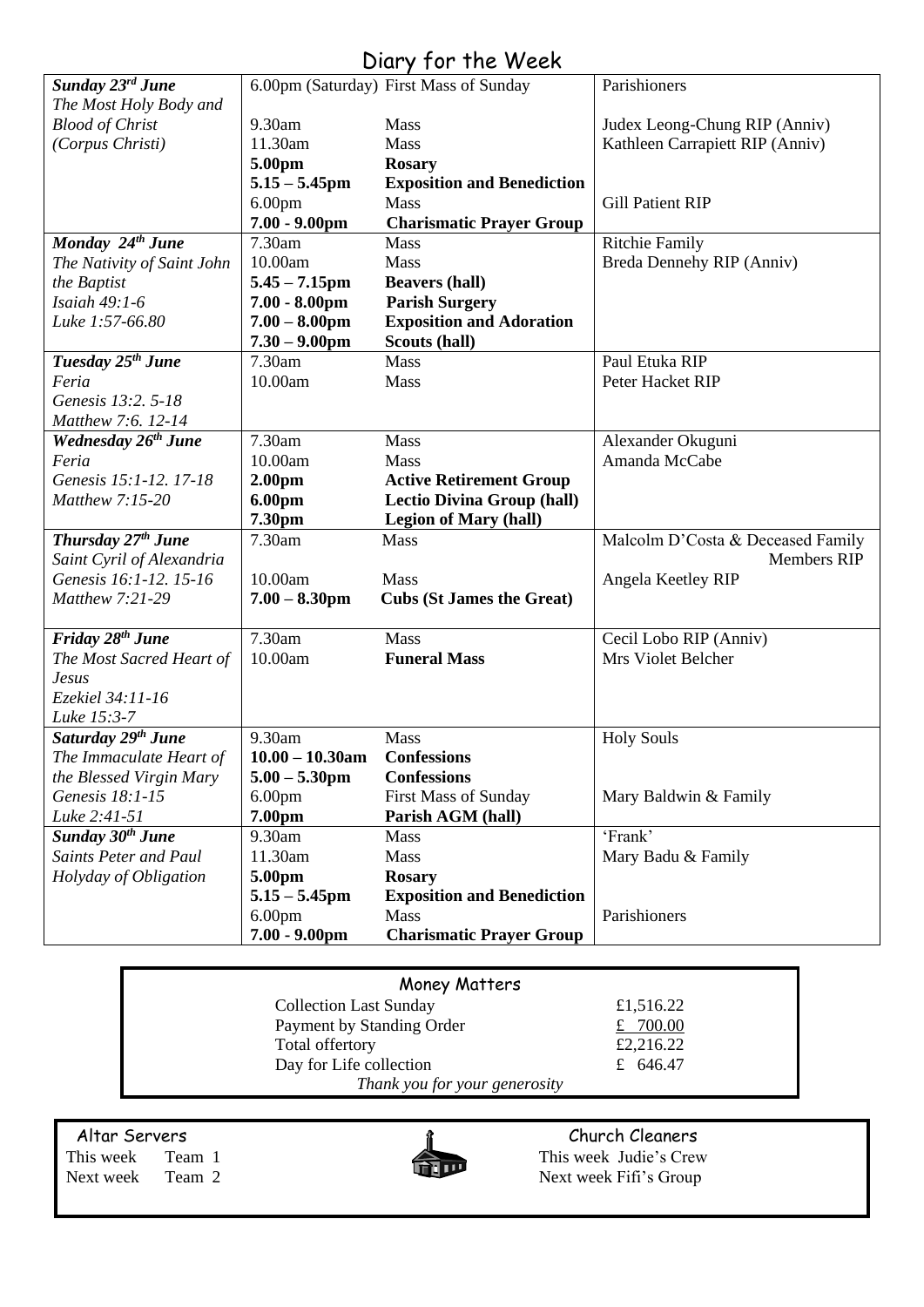# Diary for the Week

| Day | Time | Event | Intention |
|---|---|---|---|
| ***Sunday 23rd June*** *The Most Holy Body and Blood of Christ (Corpus Christi)* | 6.00pm (Saturday) | First Mass of Sunday | Parishioners |
| | 9.30am | Mass | Judex Leong-Chung RIP (Anniv) |
| | 11.30am | Mass | Kathleen Carrapiett RIP (Anniv) |
| | **5.00pm** | **Rosary** | |
| | **5.15 – 5.45pm** | **Exposition and Benediction** | |
| | 6.00pm | Mass | Gill Patient RIP |
| | **7.00 - 9.00pm** | **Charismatic Prayer Group** | |
| ***Monday 24th June*** *The Nativity of Saint John the Baptist* *Isaiah 49:1-6* *Luke 1:57-66.80* | 7.30am | Mass | Ritchie Family |
| | 10.00am | Mass | Breda Dennehy RIP (Anniv) |
| | **5.45 – 7.15pm** | **Beavers (hall)** | |
| | **7.00 - 8.00pm** | **Parish Surgery** | |
| | **7.00 – 8.00pm** | **Exposition and Adoration** | |
| | **7.30 – 9.00pm** | **Scouts (hall)** | |
| ***Tuesday 25th June*** *Feria* *Genesis 13:2. 5-18* *Matthew 7:6. 12-14* | 7.30am | Mass | Paul Etuka RIP |
| | 10.00am | Mass | Peter Hacket RIP |
| ***Wednesday 26th June*** *Feria* *Genesis 15:1-12. 17-18* *Matthew 7:15-20* | 7.30am | Mass | Alexander Okuguni |
| | 10.00am | Mass | Amanda McCabe |
| | **2.00pm** | **Active Retirement Group** | |
| | **6.00pm** | **Lectio Divina Group (hall)** | |
| | **7.30pm** | **Legion of Mary (hall)** | |
| ***Thursday 27th June*** *Saint Cyril of Alexandria* *Genesis 16:1-12. 15-16* *Matthew 7:21-29* | 7.30am | Mass | Malcolm D'Costa & Deceased Family Members RIP |
| | 10.00am | Mass | Angela Keetley RIP |
| | **7.00 – 8.30pm** | **Cubs (St James the Great)** | |
| ***Friday 28th June*** *The Most Sacred Heart of Jesus* *Ezekiel 34:11-16* *Luke 15:3-7* | 7.30am | Mass | Cecil Lobo RIP (Anniv) |
| | 10.00am | **Funeral Mass** | Mrs Violet Belcher |
| ***Saturday 29th June*** *The Immaculate Heart of the Blessed Virgin Mary* *Genesis 18:1-15* *Luke 2:41-51* | 9.30am | Mass | Holy Souls |
| | **10.00 – 10.30am** | **Confessions** | |
| | **5.00 – 5.30pm** | **Confessions** | |
| | 6.00pm | First Mass of Sunday | Mary Baldwin & Family |
| | **7.00pm** | **Parish AGM (hall)** | |
| ***Sunday 30th June*** *Saints Peter and Paul* *Holyday of Obligation* | 9.30am | Mass | 'Frank' |
| | 11.30am | Mass | Mary Badu & Family |
| | **5.00pm** | **Rosary** | |
| | **5.15 – 5.45pm** | **Exposition and Benediction** | |
| | 6.00pm | Mass | Parishioners |
| | **7.00 - 9.00pm** | **Charismatic Prayer Group** | |

## Money Matters

| | |
|---|---|
| Collection Last Sunday | £1,516.22 |
| Payment by Standing Order | £ 700.00 |
| Total offertory | £2,216.22 |
| Day for Life collection | £ 646.47 |

*Thank you for your generosity*

**Altar Servers**

This week Team 1
Next week Team 2

**Church Cleaners**

This week Judie's Crew
Next week Fifi's Group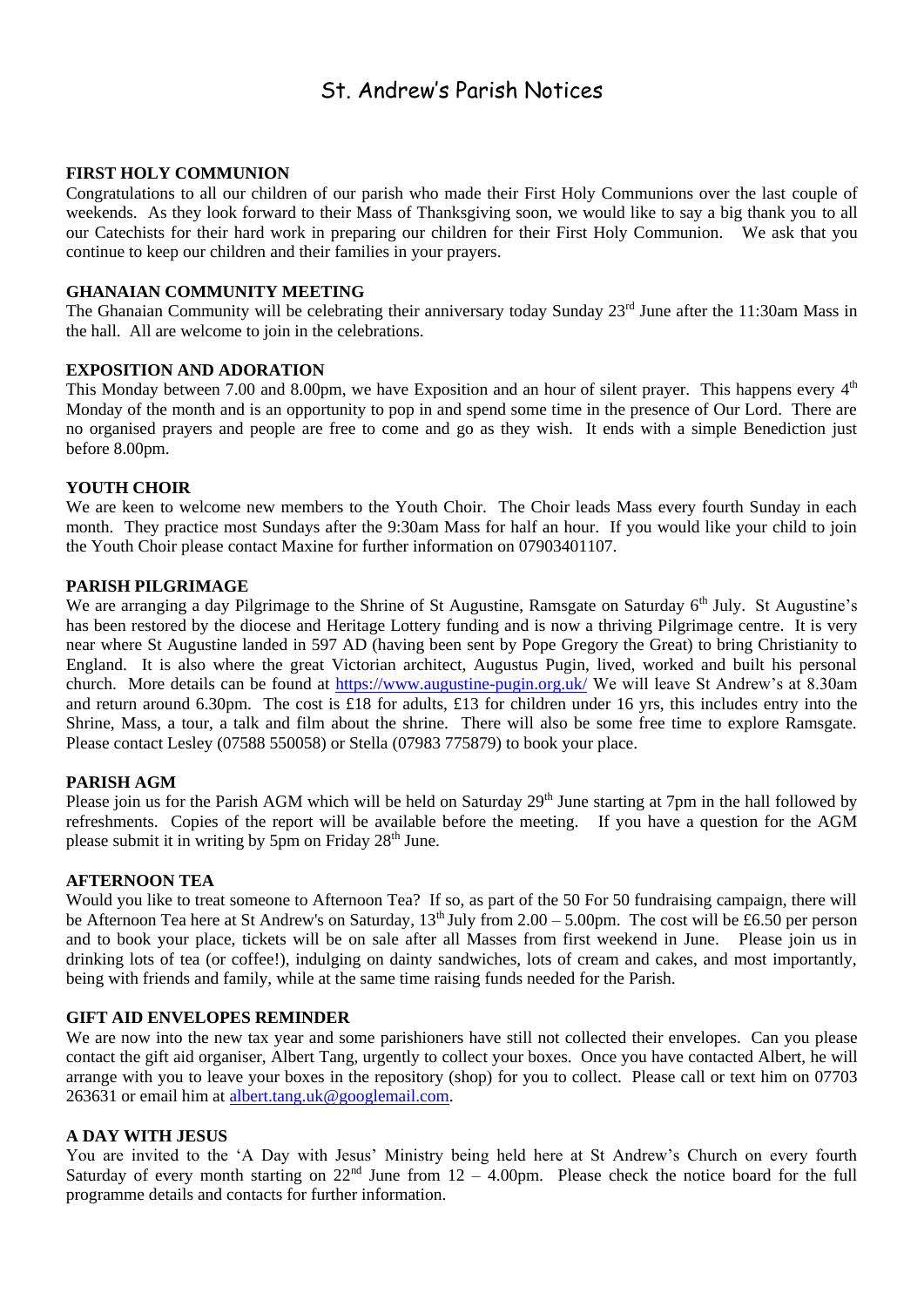# St. Andrew's Parish Notices

**FIRST HOLY COMMUNION**

Congratulations to all our children of our parish who made their First Holy Communions over the last couple of weekends. As they look forward to their Mass of Thanksgiving soon, we would like to say a big thank you to all our Catechists for their hard work in preparing our children for their First Holy Communion. We ask that you continue to keep our children and their families in your prayers.

**GHANAIAN COMMUNITY MEETING**

The Ghanaian Community will be celebrating their anniversary today Sunday 23rd June after the 11:30am Mass in the hall. All are welcome to join in the celebrations.

**EXPOSITION AND ADORATION**

This Monday between 7.00 and 8.00pm, we have Exposition and an hour of silent prayer. This happens every 4th Monday of the month and is an opportunity to pop in and spend some time in the presence of Our Lord. There are no organised prayers and people are free to come and go as they wish. It ends with a simple Benediction just before 8.00pm.

**YOUTH CHOIR**

We are keen to welcome new members to the Youth Choir. The Choir leads Mass every fourth Sunday in each month. They practice most Sundays after the 9:30am Mass for half an hour. If you would like your child to join the Youth Choir please contact Maxine for further information on 07903401107.

**PARISH PILGRIMAGE**

We are arranging a day Pilgrimage to the Shrine of St Augustine, Ramsgate on Saturday 6th July. St Augustine's has been restored by the diocese and Heritage Lottery funding and is now a thriving Pilgrimage centre. It is very near where St Augustine landed in 597 AD (having been sent by Pope Gregory the Great) to bring Christianity to England. It is also where the great Victorian architect, Augustus Pugin, lived, worked and built his personal church. More details can be found at https://www.augustine-pugin.org.uk/ We will leave St Andrew's at 8.30am and return around 6.30pm. The cost is £18 for adults, £13 for children under 16 yrs, this includes entry into the Shrine, Mass, a tour, a talk and film about the shrine. There will also be some free time to explore Ramsgate. Please contact Lesley (07588 550058) or Stella (07983 775879) to book your place.

**PARISH AGM**

Please join us for the Parish AGM which will be held on Saturday 29th June starting at 7pm in the hall followed by refreshments. Copies of the report will be available before the meeting. If you have a question for the AGM please submit it in writing by 5pm on Friday 28th June.

**AFTERNOON TEA**

Would you like to treat someone to Afternoon Tea? If so, as part of the 50 For 50 fundraising campaign, there will be Afternoon Tea here at St Andrew's on Saturday, 13th July from 2.00 – 5.00pm. The cost will be £6.50 per person and to book your place, tickets will be on sale after all Masses from first weekend in June. Please join us in drinking lots of tea (or coffee!), indulging on dainty sandwiches, lots of cream and cakes, and most importantly, being with friends and family, while at the same time raising funds needed for the Parish.

**GIFT AID ENVELOPES REMINDER**

We are now into the new tax year and some parishioners have still not collected their envelopes. Can you please contact the gift aid organiser, Albert Tang, urgently to collect your boxes. Once you have contacted Albert, he will arrange with you to leave your boxes in the repository (shop) for you to collect. Please call or text him on 07703 263631 or email him at albert.tang.uk@googlemail.com.

**A DAY WITH JESUS**

You are invited to the 'A Day with Jesus' Ministry being held here at St Andrew's Church on every fourth Saturday of every month starting on 22nd June from 12 – 4.00pm. Please check the notice board for the full programme details and contacts for further information.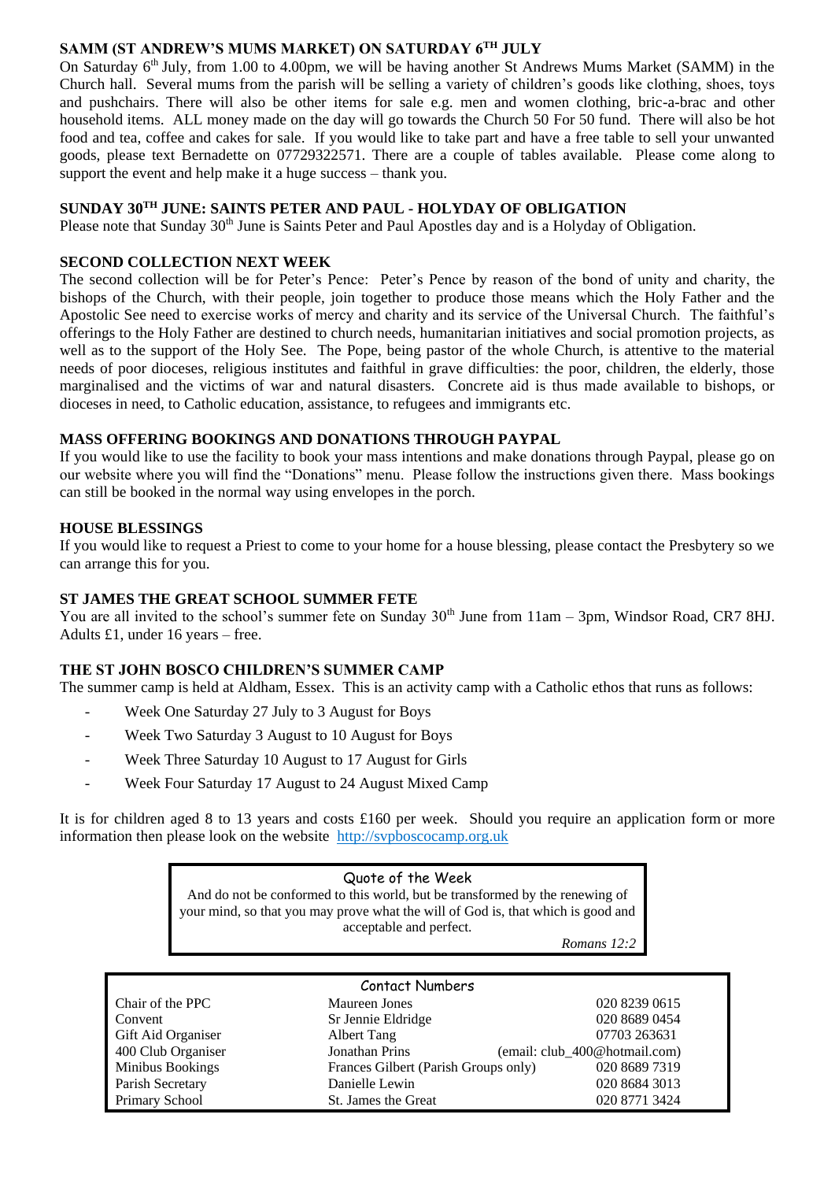### SAMM (ST ANDREW'S MUMS MARKET) ON SATURDAY 6TH JULY

On Saturday 6th July, from 1.00 to 4.00pm, we will be having another St Andrews Mums Market (SAMM) in the Church hall. Several mums from the parish will be selling a variety of children's goods like clothing, shoes, toys and pushchairs. There will also be other items for sale e.g. men and women clothing, bric-a-brac and other household items. ALL money made on the day will go towards the Church 50 For 50 fund. There will also be hot food and tea, coffee and cakes for sale. If you would like to take part and have a free table to sell your unwanted goods, please text Bernadette on 07729322571. There are a couple of tables available. Please come along to support the event and help make it a huge success – thank you.

### SUNDAY 30TH JUNE: SAINTS PETER AND PAUL - HOLYDAY OF OBLIGATION

Please note that Sunday 30th June is Saints Peter and Paul Apostles day and is a Holyday of Obligation.

### SECOND COLLECTION NEXT WEEK

The second collection will be for Peter's Pence: Peter's Pence by reason of the bond of unity and charity, the bishops of the Church, with their people, join together to produce those means which the Holy Father and the Apostolic See need to exercise works of mercy and charity and its service of the Universal Church. The faithful's offerings to the Holy Father are destined to church needs, humanitarian initiatives and social promotion projects, as well as to the support of the Holy See. The Pope, being pastor of the whole Church, is attentive to the material needs of poor dioceses, religious institutes and faithful in grave difficulties: the poor, children, the elderly, those marginalised and the victims of war and natural disasters. Concrete aid is thus made available to bishops, or dioceses in need, to Catholic education, assistance, to refugees and immigrants etc.

### MASS OFFERING BOOKINGS AND DONATIONS THROUGH PAYPAL

If you would like to use the facility to book your mass intentions and make donations through Paypal, please go on our website where you will find the "Donations" menu. Please follow the instructions given there. Mass bookings can still be booked in the normal way using envelopes in the porch.

### HOUSE BLESSINGS

If you would like to request a Priest to come to your home for a house blessing, please contact the Presbytery so we can arrange this for you.

### ST JAMES THE GREAT SCHOOL SUMMER FETE

You are all invited to the school's summer fete on Sunday 30th June from 11am – 3pm, Windsor Road, CR7 8HJ. Adults £1, under 16 years – free.

### THE ST JOHN BOSCO CHILDREN'S SUMMER CAMP

The summer camp is held at Aldham, Essex. This is an activity camp with a Catholic ethos that runs as follows:

- Week One Saturday 27 July to 3 August for Boys
- Week Two Saturday 3 August to 10 August for Boys
- Week Three Saturday 10 August to 17 August for Girls
- Week Four Saturday 17 August to 24 August Mixed Camp

It is for children aged 8 to 13 years and costs £160 per week. Should you require an application form or more information then please look on the website http://svpboscocamp.org.uk

**Quote of the Week**

And do not be conformed to this world, but be transformed by the renewing of your mind, so that you may prove what the will of God is, that which is good and acceptable and perfect.

*Romans 12:2*

**Contact Numbers**

| | | |
|---|---|---|
| Chair of the PPC | Maureen Jones | 020 8239 0615 |
| Convent | Sr Jennie Eldridge | 020 8689 0454 |
| Gift Aid Organiser | Albert Tang | 07703 263631 |
| 400 Club Organiser | Jonathan Prins | (email: club_400@hotmail.com) |
| Minibus Bookings | Frances Gilbert (Parish Groups only) | 020 8689 7319 |
| Parish Secretary | Danielle Lewin | 020 8684 3013 |
| Primary School | St. James the Great | 020 8771 3424 |